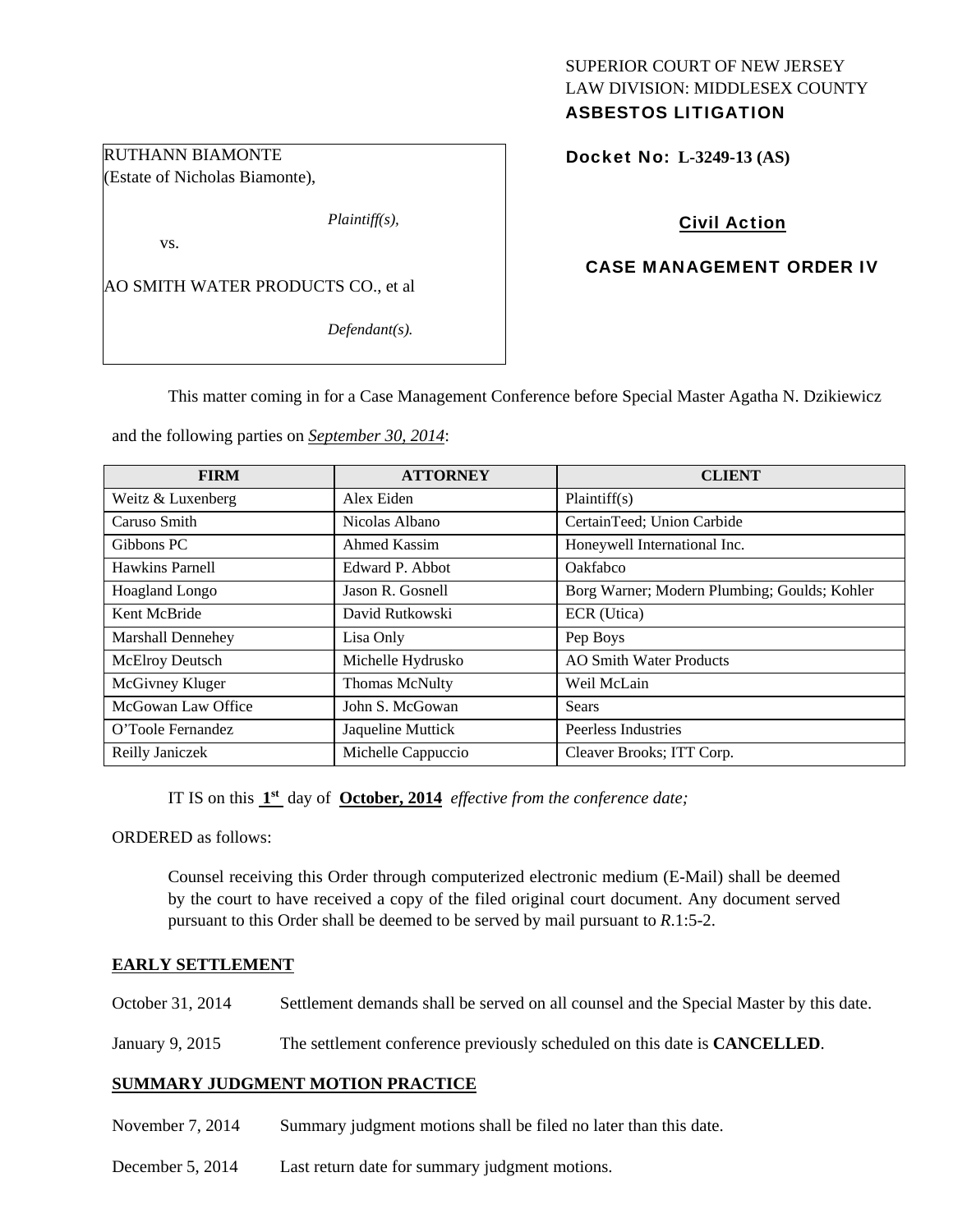SUPERIOR COURT OF NEW JERSEY
LAW DIVISION: MIDDLESEX COUNTY
**ASBESTOS LITIGATION**

RUTHANN BIAMONTE
(Estate of Nicholas Biamonte),

*Plaintiff(s),*

vs.

AO SMITH WATER PRODUCTS CO., et al

*Defendant(s).*

**Docket No: L-3249-13 (AS)**

**Civil Action**

**CASE MANAGEMENT ORDER IV**

This matter coming in for a Case Management Conference before Special Master Agatha N. Dzikiewicz and the following parties on ***September 30, 2014***:

| FIRM | ATTORNEY | CLIENT |
|---|---|---|
| Weitz & Luxenberg | Alex Eiden | Plaintiff(s) |
| Caruso Smith | Nicolas Albano | CertainTeed; Union Carbide |
| Gibbons PC | Ahmed Kassim | Honeywell International Inc. |
| Hawkins Parnell | Edward P. Abbot | Oakfabco |
| Hoagland Longo | Jason R. Gosnell | Borg Warner; Modern Plumbing; Goulds; Kohler |
| Kent McBride | David Rutkowski | ECR (Utica) |
| Marshall Dennehey | Lisa Only | Pep Boys |
| McElroy Deutsch | Michelle Hydrusko | AO Smith Water Products |
| McGivney Kluger | Thomas McNulty | Weil McLain |
| McGowan Law Office | John S. McGowan | Sears |
| O'Toole Fernandez | Jaqueline Muttick | Peerless Industries |
| Reilly Janiczek | Michelle Cappuccio | Cleaver Brooks; ITT Corp. |

IT IS on this **1st** day of **October, 2014** *effective from the conference date;*

ORDERED as follows:

Counsel receiving this Order through computerized electronic medium (E-Mail) shall be deemed by the court to have received a copy of the filed original court document. Any document served pursuant to this Order shall be deemed to be served by mail pursuant to *R*.1:5-2.

**EARLY SETTLEMENT**

October 31, 2014 Settlement demands shall be served on all counsel and the Special Master by this date.

January 9, 2015 The settlement conference previously scheduled on this date is **CANCELLED**.

**SUMMARY JUDGMENT MOTION PRACTICE**

November 7, 2014 Summary judgment motions shall be filed no later than this date.

December 5, 2014 Last return date for summary judgment motions.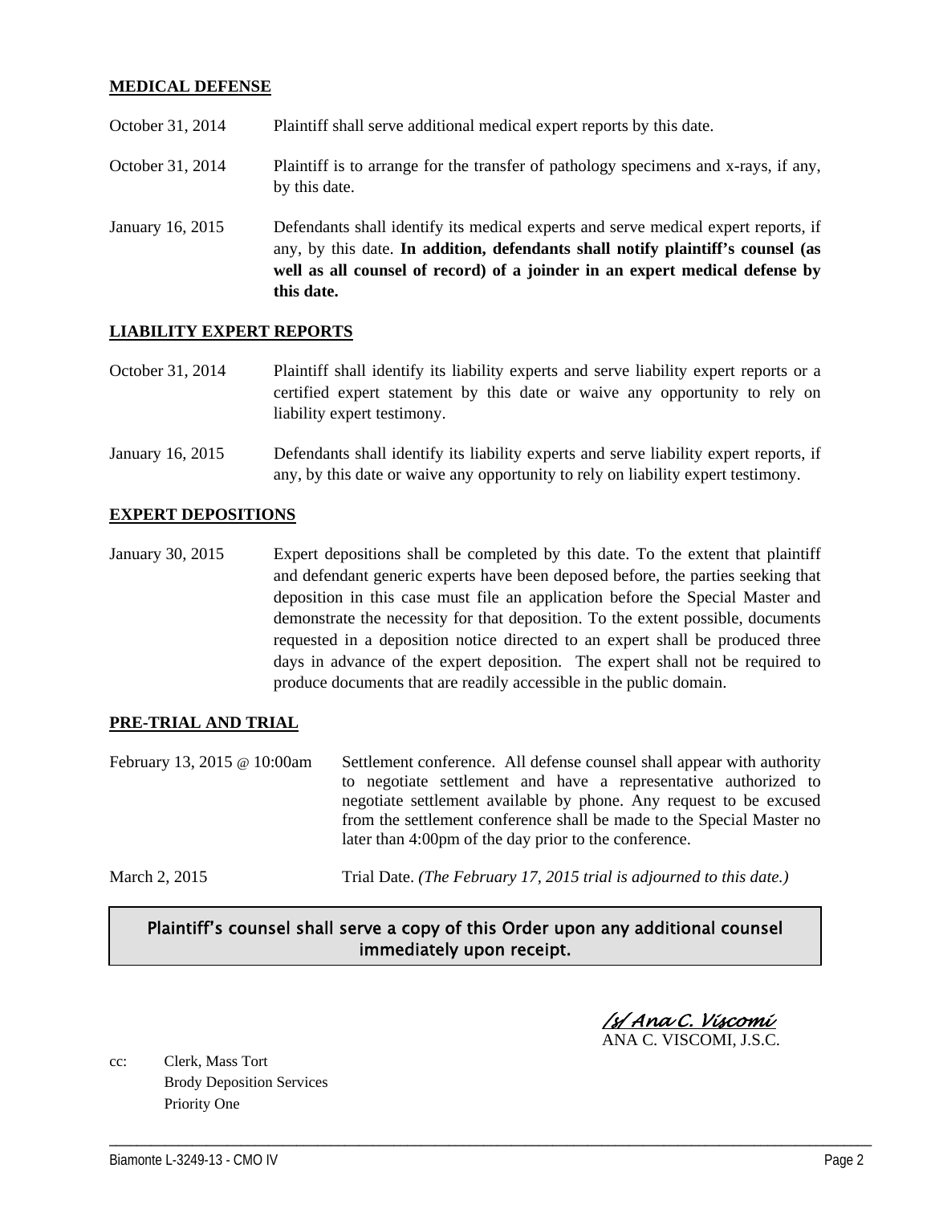**MEDICAL DEFENSE**

| | |
|---|---|
| October 31, 2014 | Plaintiff shall serve additional medical expert reports by this date. |
| October 31, 2014 | Plaintiff is to arrange for the transfer of pathology specimens and x-rays, if any, by this date. |
| January 16, 2015 | Defendants shall identify its medical experts and serve medical expert reports, if any, by this date. **In addition, defendants shall notify plaintiff's counsel (as well as all counsel of record) of a joinder in an expert medical defense by this date.** |

**LIABILITY EXPERT REPORTS**

| | |
|---|---|
| October 31, 2014 | Plaintiff shall identify its liability experts and serve liability expert reports or a certified expert statement by this date or waive any opportunity to rely on liability expert testimony. |
| January 16, 2015 | Defendants shall identify its liability experts and serve liability expert reports, if any, by this date or waive any opportunity to rely on liability expert testimony. |

**EXPERT DEPOSITIONS**

| | |
|---|---|
| January 30, 2015 | Expert depositions shall be completed by this date. To the extent that plaintiff and defendant generic experts have been deposed before, the parties seeking that deposition in this case must file an application before the Special Master and demonstrate the necessity for that deposition. To the extent possible, documents requested in a deposition notice directed to an expert shall be produced three days in advance of the expert deposition. The expert shall not be required to produce documents that are readily accessible in the public domain. |

**PRE-TRIAL AND TRIAL**

| | |
|---|---|
| February 13, 2015 @ 10:00am | Settlement conference. All defense counsel shall appear with authority to negotiate settlement and have a representative authorized to negotiate settlement available by phone. Any request to be excused from the settlement conference shall be made to the Special Master no later than 4:00pm of the day prior to the conference. |
| March 2, 2015 | Trial Date. *(The February 17, 2015 trial is adjourned to this date.)* |

**Plaintiff's counsel shall serve a copy of this Order upon any additional counsel immediately upon receipt.**

*/s/ Ana C. Viscomi*
ANA C. VISCOMI, J.S.C.

cc: Clerk, Mass Tort
Brody Deposition Services
Priority One